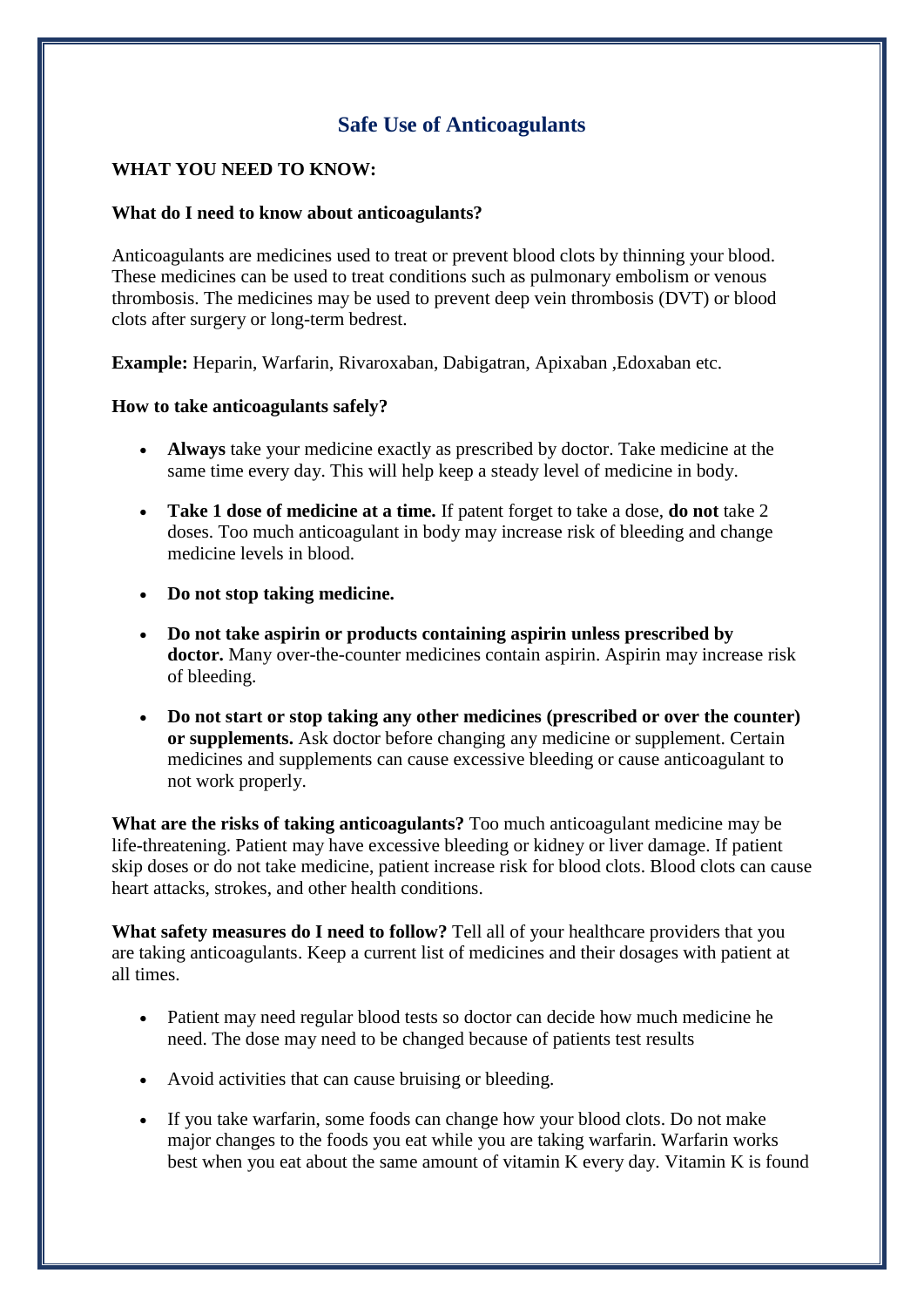# Safe Use of Anticoagulants

**WHAT YOU NEED TO KNOW:**

**What do I need to know about anticoagulants?**

Anticoagulants are medicines used to treat or prevent blood clots by thinning your blood. These medicines can be used to treat conditions such as pulmonary embolism or venous thrombosis. The medicines may be used to prevent deep vein thrombosis (DVT) or blood clots after surgery or long-term bedrest.

**Example:** Heparin, Warfarin, Rivaroxaban, Dabigatran, Apixaban ,Edoxaban etc.

**How to take anticoagulants safely?**

- **Always** take your medicine exactly as prescribed by doctor. Take medicine at the same time every day. This will help keep a steady level of medicine in body.
- **Take 1 dose of medicine at a time.** If patent forget to take a dose, **do not** take 2 doses. Too much anticoagulant in body may increase risk of bleeding and change medicine levels in blood.
- **Do not stop taking medicine.**
- **Do not take aspirin or products containing aspirin unless prescribed by doctor.** Many over-the-counter medicines contain aspirin. Aspirin may increase risk of bleeding.
- **Do not start or stop taking any other medicines (prescribed or over the counter) or supplements.** Ask doctor before changing any medicine or supplement. Certain medicines and supplements can cause excessive bleeding or cause anticoagulant to not work properly.

**What are the risks of taking anticoagulants?** Too much anticoagulant medicine may be life-threatening. Patient may have excessive bleeding or kidney or liver damage. If patient skip doses or do not take medicine, patient increase risk for blood clots. Blood clots can cause heart attacks, strokes, and other health conditions.

**What safety measures do I need to follow?** Tell all of your healthcare providers that you are taking anticoagulants. Keep a current list of medicines and their dosages with patient at all times.

- Patient may need regular blood tests so doctor can decide how much medicine he need. The dose may need to be changed because of patients test results
- Avoid activities that can cause bruising or bleeding.
- If you take warfarin, some foods can change how your blood clots. Do not make major changes to the foods you eat while you are taking warfarin. Warfarin works best when you eat about the same amount of vitamin K every day. Vitamin K is found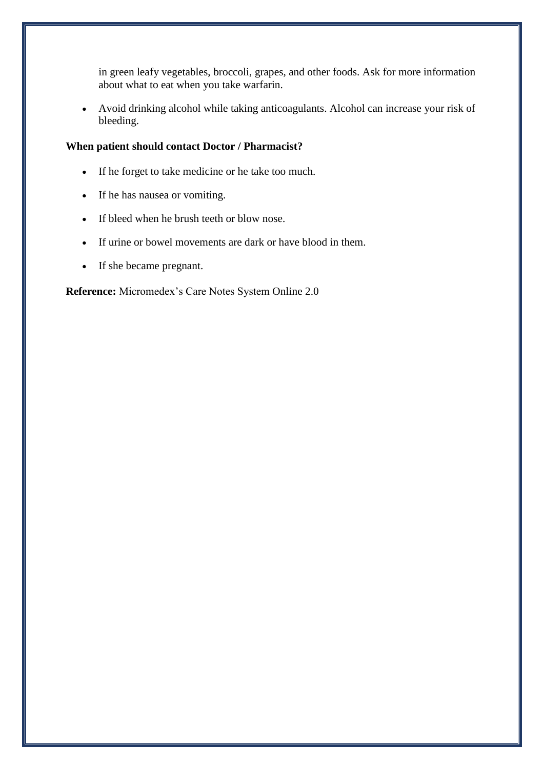in green leafy vegetables, broccoli, grapes, and other foods. Ask for more information about what to eat when you take warfarin.

- Avoid drinking alcohol while taking anticoagulants. Alcohol can increase your risk of bleeding.

**When patient should contact Doctor / Pharmacist?**

- If he forget to take medicine or he take too much.
- If he has nausea or vomiting.
- If bleed when he brush teeth or blow nose.
- If urine or bowel movements are dark or have blood in them.
- If she became pregnant.

**Reference:** Micromedex's Care Notes System Online 2.0